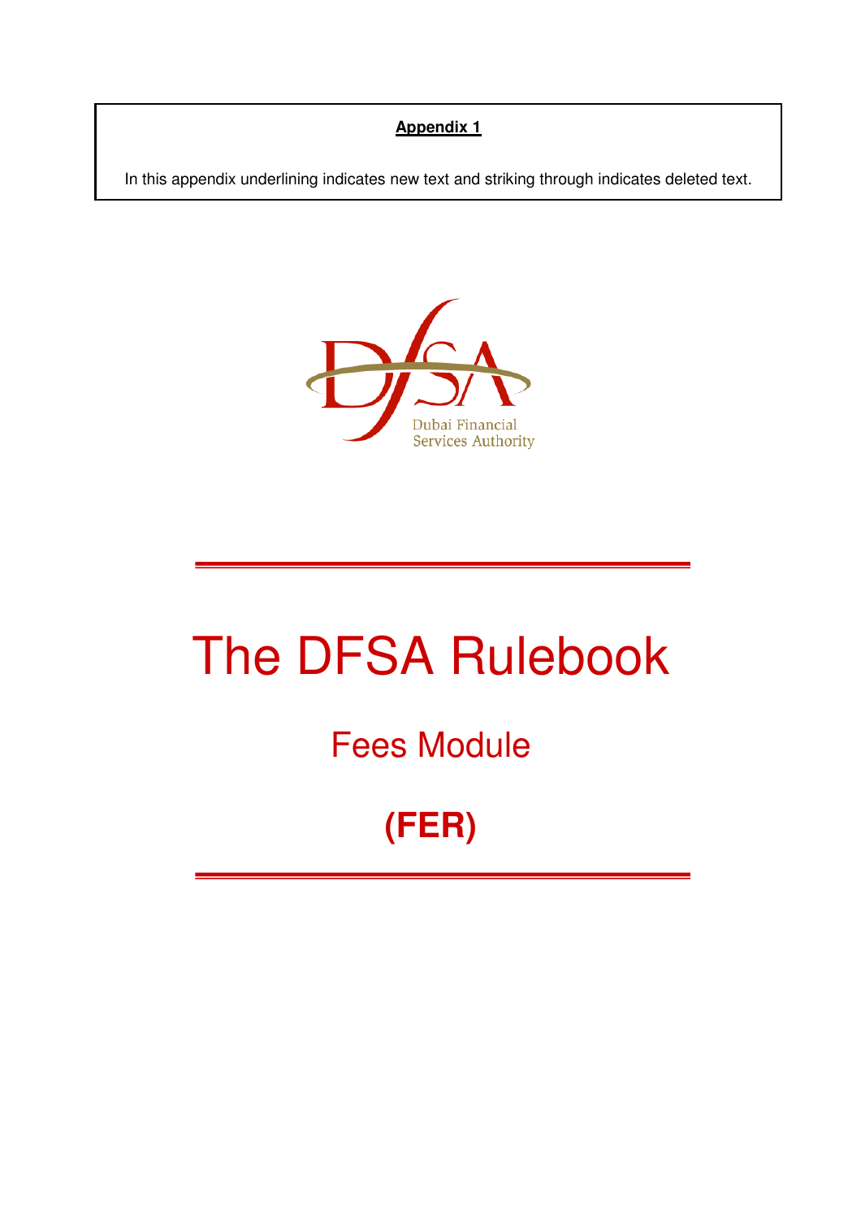**Appendix 1**

In this appendix underlining indicates new text and striking through indicates deleted text.

Dubai Financial Services Authority

# The DFSA Rulebook

## Fees Module

## (FER)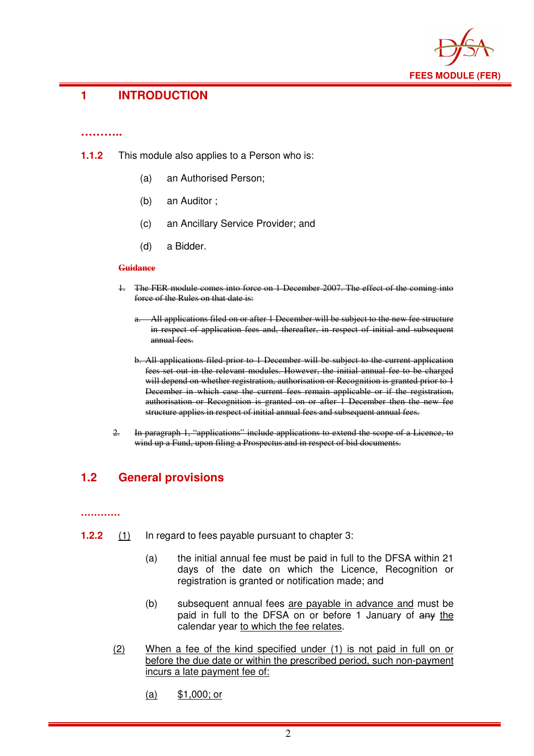## 1 INTRODUCTION

**……….**

**1.1.2** This module also applies to a Person who is:

(a) an Authorised Person;

(b) an Auditor ;

(c) an Ancillary Service Provider; and

(d) a Bidder.

~~**Guidance**~~

~~1. The FER module comes into force on 1 December 2007. The effect of the coming into force of the Rules on that date is:~~

~~a. All applications filed on or after 1 December will be subject to the new fee structure in respect of application fees and, thereafter, in respect of initial and subsequent annual fees.~~

~~b. All applications filed prior to 1 December will be subject to the current application fees set out in the relevant modules. However, the initial annual fee to be charged will depend on whether registration, authorisation or Recognition is granted prior to 1 December in which case the current fees remain applicable or if the registration, authorisation or Recognition is granted on or after 1 December then the new fee structure applies in respect of initial annual fees and subsequent annual fees.~~

~~2. In paragraph 1, "applications" include applications to extend the scope of a Licence, to wind up a Fund, upon filing a Prospectus and in respect of bid documents.~~

## 1.2 General provisions

**………..**

**1.2.2** <u>(1)</u> In regard to fees payable pursuant to chapter 3:

(a) the initial annual fee must be paid in full to the DFSA within 21 days of the date on which the Licence, Recognition or registration is granted or notification made; and

(b) subsequent annual fees <u>are payable in advance and</u> must be paid in full to the DFSA on or before 1 January of ~~any~~ <u>the</u> calendar year <u>to which the fee relates</u>.

<u>(2)</u> <u>When a fee of the kind specified under (1) is not paid in full on or before the due date or within the prescribed period, such non-payment incurs a late payment fee of:</u>

<u>(a)</u> <u>$1,000; or</u>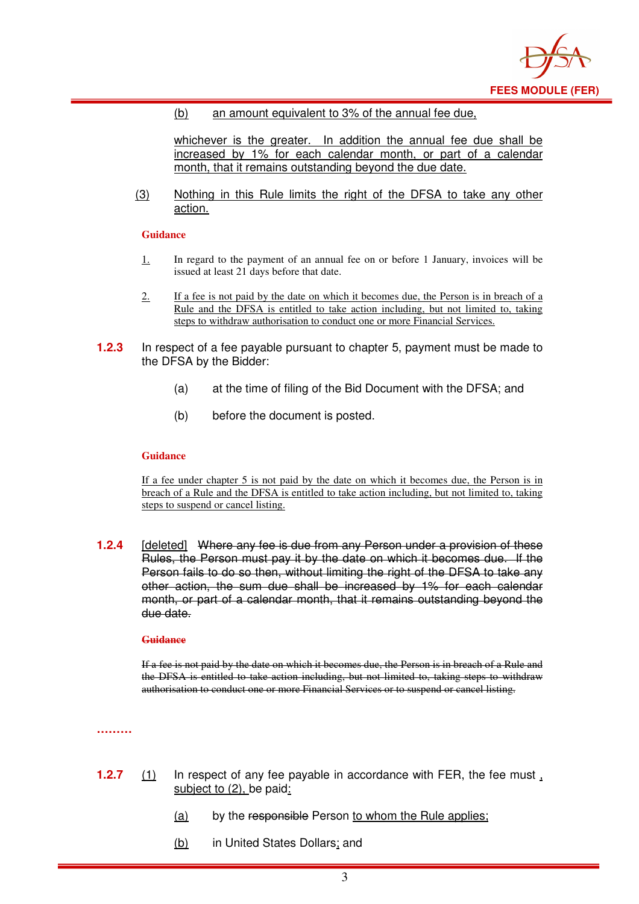(b) an amount equivalent to 3% of the annual fee due,

whichever is the greater. In addition the annual fee due shall be increased by 1% for each calendar month, or part of a calendar month, that it remains outstanding beyond the due date.

(3) Nothing in this Rule limits the right of the DFSA to take any other action.

**Guidance**

1. In regard to the payment of an annual fee on or before 1 January, invoices will be issued at least 21 days before that date.

2. If a fee is not paid by the date on which it becomes due, the Person is in breach of a Rule and the DFSA is entitled to take action including, but not limited to, taking steps to withdraw authorisation to conduct one or more Financial Services.

**1.2.3** In respect of a fee payable pursuant to chapter 5, payment must be made to the DFSA by the Bidder:

(a) at the time of filing of the Bid Document with the DFSA; and

(b) before the document is posted.

**Guidance**

If a fee under chapter 5 is not paid by the date on which it becomes due, the Person is in breach of a Rule and the DFSA is entitled to take action including, but not limited to, taking steps to suspend or cancel listing.

**1.2.4** [deleted] ~~Where any fee is due from any Person under a provision of these Rules, the Person must pay it by the date on which it becomes due. If the Person fails to do so then, without limiting the right of the DFSA to take any other action, the sum due shall be increased by 1% for each calendar month, or part of a calendar month, that it remains outstanding beyond the due date.~~

~~**Guidance**~~

~~If a fee is not paid by the date on which it becomes due, the Person is in breach of a Rule and the DFSA is entitled to take action including, but not limited to, taking steps to withdraw authorisation to conduct one or more Financial Services or to suspend or cancel listing.~~

………

**1.2.7** (1) In respect of any fee payable in accordance with FER, the fee must , subject to (2), be paid:

(a) by the ~~responsible~~ Person to whom the Rule applies;

(b) in United States Dollars; and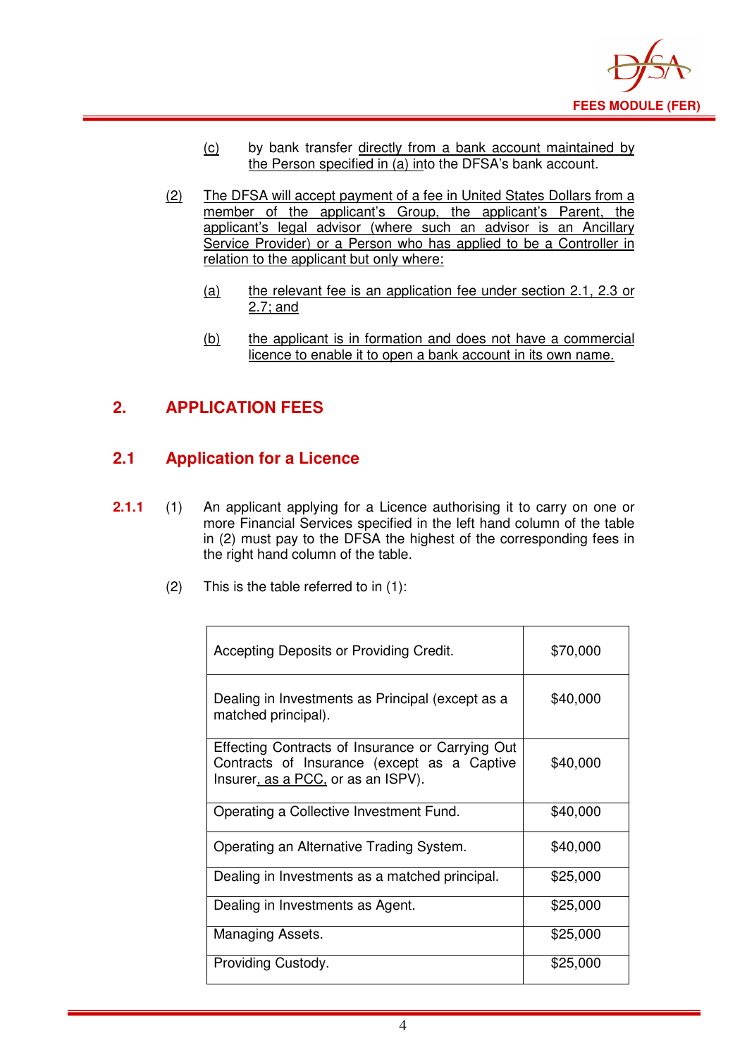(c) by bank transfer directly from a bank account maintained by the Person specified in (a) into the DFSA's bank account.

(2) The DFSA will accept payment of a fee in United States Dollars from a member of the applicant's Group, the applicant's Parent, the applicant's legal advisor (where such an advisor is an Ancillary Service Provider) or a Person who has applied to be a Controller in relation to the applicant but only where:

(a) the relevant fee is an application fee under section 2.1, 2.3 or 2.7; and

(b) the applicant is in formation and does not have a commercial licence to enable it to open a bank account in its own name.

## 2. APPLICATION FEES

### 2.1 Application for a Licence

**2.1.1** (1) An applicant applying for a Licence authorising it to carry on one or more Financial Services specified in the left hand column of the table in (2) must pay to the DFSA the highest of the corresponding fees in the right hand column of the table.

(2) This is the table referred to in (1):

| | |
|---|---|
| Accepting Deposits or Providing Credit. | $70,000 |
| Dealing in Investments as Principal (except as a matched principal). | $40,000 |
| Effecting Contracts of Insurance or Carrying Out Contracts of Insurance (except as a Captive Insurer, as a PCC, or as an ISPV). | $40,000 |
| Operating a Collective Investment Fund. | $40,000 |
| Operating an Alternative Trading System. | $40,000 |
| Dealing in Investments as a matched principal. | $25,000 |
| Dealing in Investments as Agent. | $25,000 |
| Managing Assets. | $25,000 |
| Providing Custody. | $25,000 |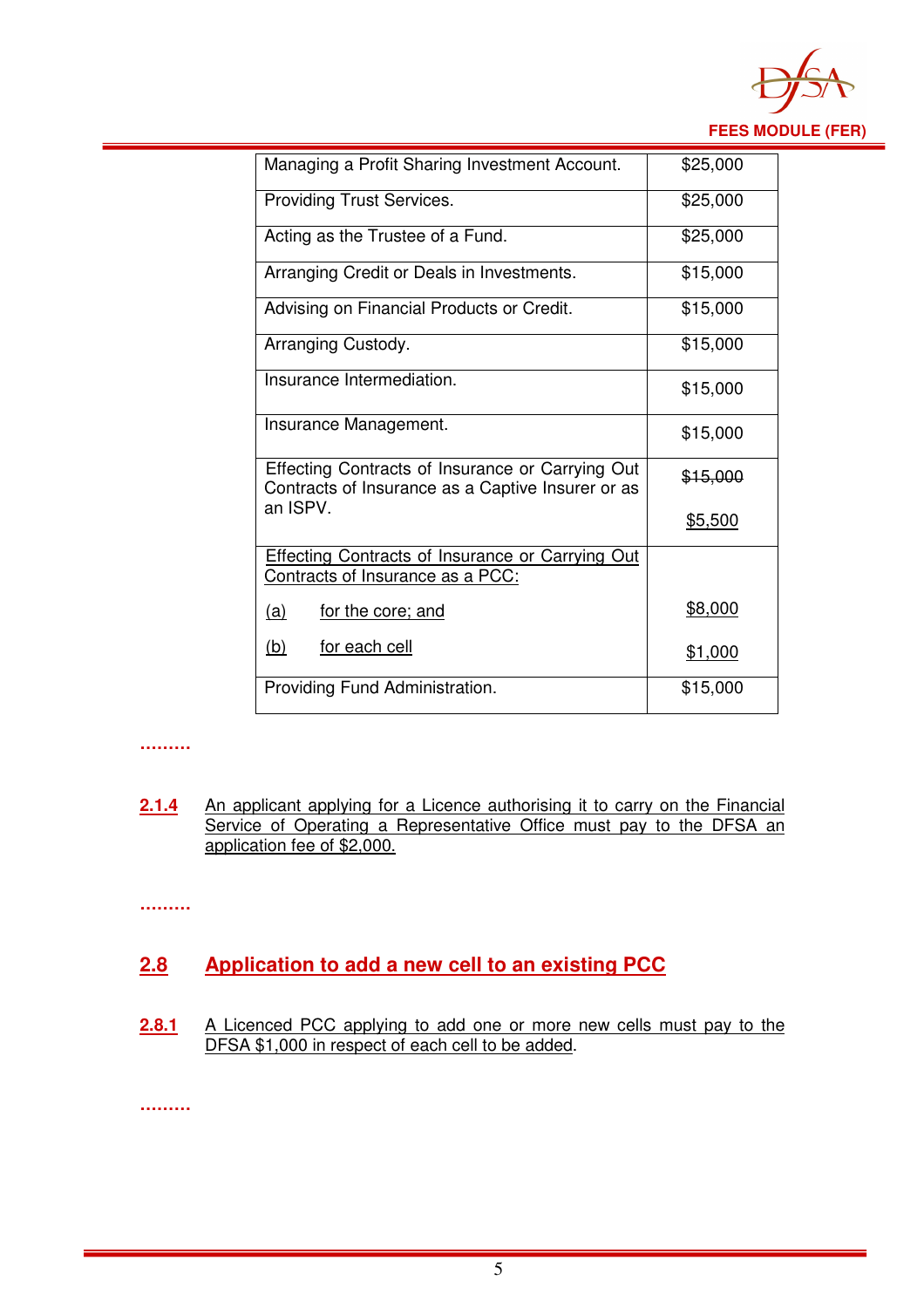| | |
|---|---|
| Managing a Profit Sharing Investment Account. | $25,000 |
| Providing Trust Services. | $25,000 |
| Acting as the Trustee of a Fund. | $25,000 |
| Arranging Credit or Deals in Investments. | $15,000 |
| Advising on Financial Products or Credit. | $15,000 |
| Arranging Custody. | $15,000 |
| Insurance Intermediation. | $15,000 |
| Insurance Management. | $15,000 |
| Effecting Contracts of Insurance or Carrying Out Contracts of Insurance as a Captive Insurer or as an ISPV. | ~~$15,000~~ <u>$5,500</u> |
| <u>Effecting Contracts of Insurance or Carrying Out Contracts of Insurance as a PCC:</u> <u>(a) for the core; and</u> <u>(b) for each cell</u> | <u>$8,000</u> <u>$1,000</u> |
| Providing Fund Administration. | $15,000 |

………

<u>**2.1.4**</u> <u>An applicant applying for a Licence authorising it to carry on the Financial Service of Operating a Representative Office must pay to the DFSA an application fee of $2,000.</u>

………

## <u>2.8 Application to add a new cell to an existing PCC</u>

<u>**2.8.1**</u> <u>A Licenced PCC applying to add one or more new cells must pay to the DFSA $1,000 in respect of each cell to be added</u>.

………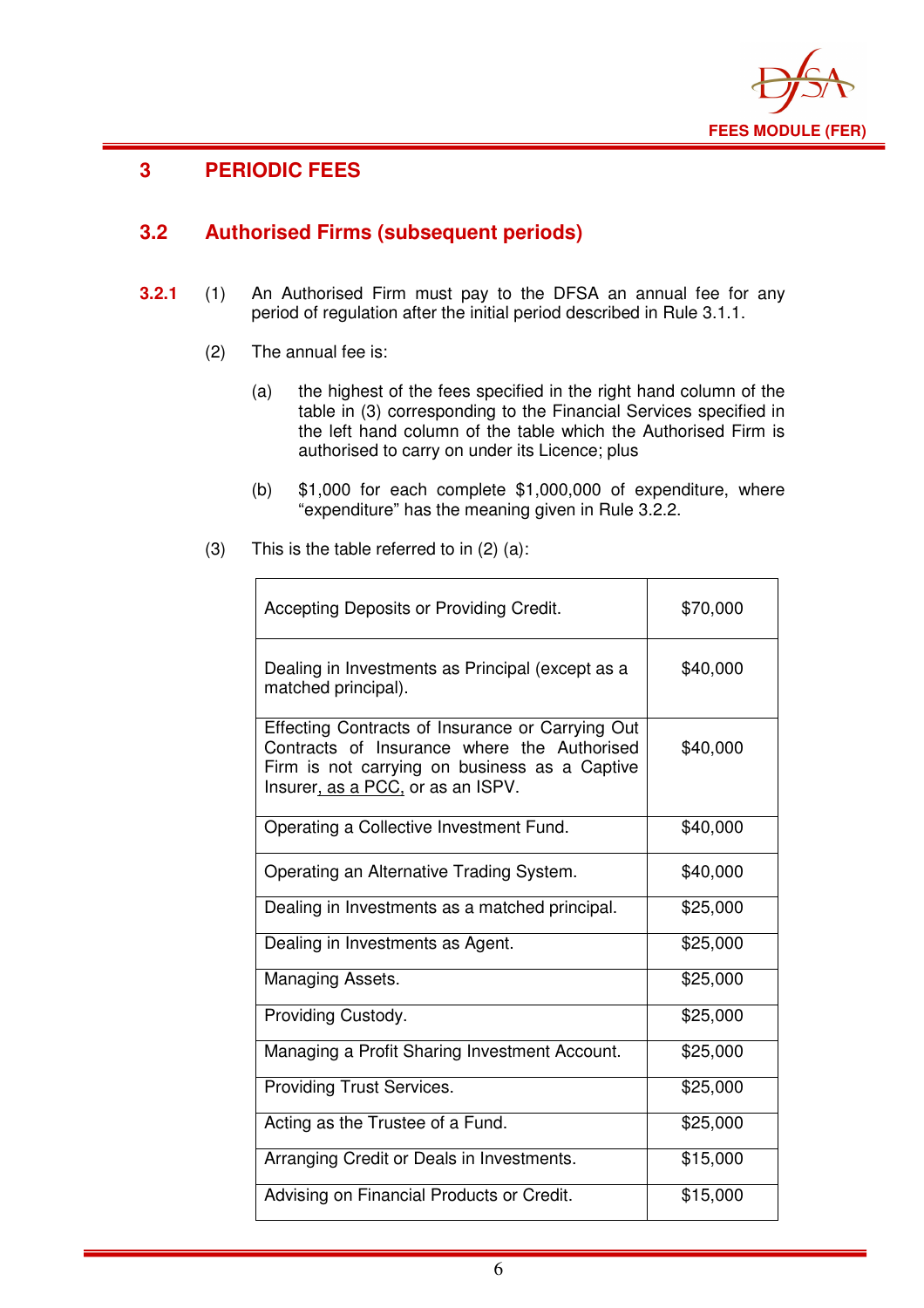# 3 PERIODIC FEES

## 3.2 Authorised Firms (subsequent periods)

**3.2.1** (1) An Authorised Firm must pay to the DFSA an annual fee for any period of regulation after the initial period described in Rule 3.1.1.

(2) The annual fee is:

(a) the highest of the fees specified in the right hand column of the table in (3) corresponding to the Financial Services specified in the left hand column of the table which the Authorised Firm is authorised to carry on under its Licence; plus

(b) $1,000 for each complete $1,000,000 of expenditure, where "expenditure" has the meaning given in Rule 3.2.2.

(3) This is the table referred to in (2) (a):

| Financial Service | Fee |
|---|---|
| Accepting Deposits or Providing Credit. | $70,000 |
| Dealing in Investments as Principal (except as a matched principal). | $40,000 |
| Effecting Contracts of Insurance or Carrying Out Contracts of Insurance where the Authorised Firm is not carrying on business as a Captive Insurer, as a PCC, or as an ISPV. | $40,000 |
| Operating a Collective Investment Fund. | $40,000 |
| Operating an Alternative Trading System. | $40,000 |
| Dealing in Investments as a matched principal. | $25,000 |
| Dealing in Investments as Agent. | $25,000 |
| Managing Assets. | $25,000 |
| Providing Custody. | $25,000 |
| Managing a Profit Sharing Investment Account. | $25,000 |
| Providing Trust Services. | $25,000 |
| Acting as the Trustee of a Fund. | $25,000 |
| Arranging Credit or Deals in Investments. | $15,000 |
| Advising on Financial Products or Credit. | $15,000 |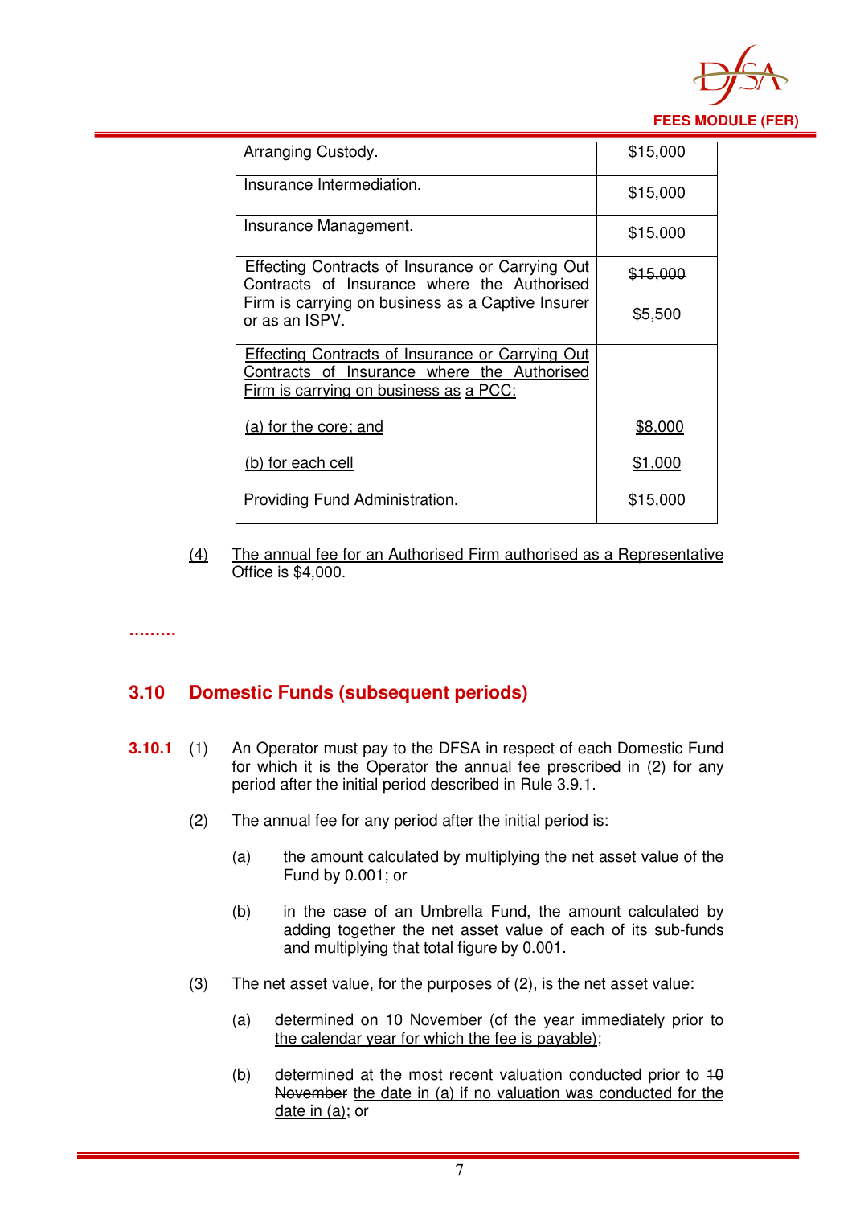| | |
|---|---|
| Arranging Custody. | $15,000 |
| Insurance Intermediation. | $15,000 |
| Insurance Management. | $15,000 |
| Effecting Contracts of Insurance or Carrying Out Contracts of Insurance where the Authorised Firm is carrying on business as a Captive Insurer or as an ISPV. | ~~$15,000~~ <u>$5,500</u> |
| <u>Effecting Contracts of Insurance or Carrying Out Contracts of Insurance where the Authorised Firm is carrying on business as a PCC:</u><br><br><u>(a) for the core; and</u><br><br><u>(b) for each cell</u> | <br><br><br><u>$8,000</u><br><br><u>$1,000</u> |
| Providing Fund Administration. | $15,000 |

<u>(4)</u> <u>The annual fee for an Authorised Firm authorised as a Representative Office is $4,000.</u>

.........

## 3.10 Domestic Funds (subsequent periods)

**3.10.1** (1) An Operator must pay to the DFSA in respect of each Domestic Fund for which it is the Operator the annual fee prescribed in (2) for any period after the initial period described in Rule 3.9.1.

(2) The annual fee for any period after the initial period is:

(a) the amount calculated by multiplying the net asset value of the Fund by 0.001; or

(b) in the case of an Umbrella Fund, the amount calculated by adding together the net asset value of each of its sub-funds and multiplying that total figure by 0.001.

(3) The net asset value, for the purposes of (2), is the net asset value:

(a) <u>determined</u> on 10 November <u>(of the year immediately prior to the calendar year for which the fee is payable)</u>;

(b) determined at the most recent valuation conducted prior to ~~10 November~~ <u>the date in (a) if no valuation was conducted for the date in (a)</u>; or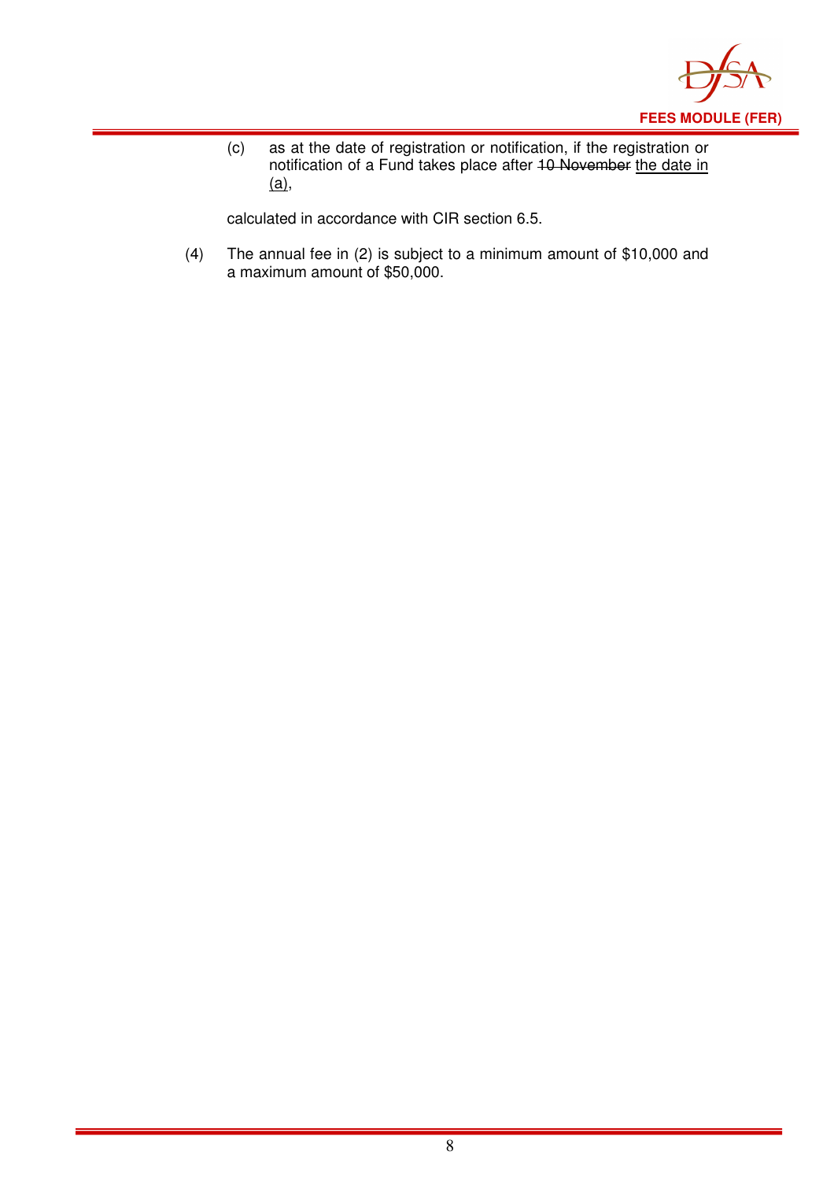(c) as at the date of registration or notification, if the registration or notification of a Fund takes place after ~~10 November~~ <u>the date in (a)</u>,

calculated in accordance with CIR section 6.5.

(4) The annual fee in (2) is subject to a minimum amount of $10,000 and a maximum amount of $50,000.